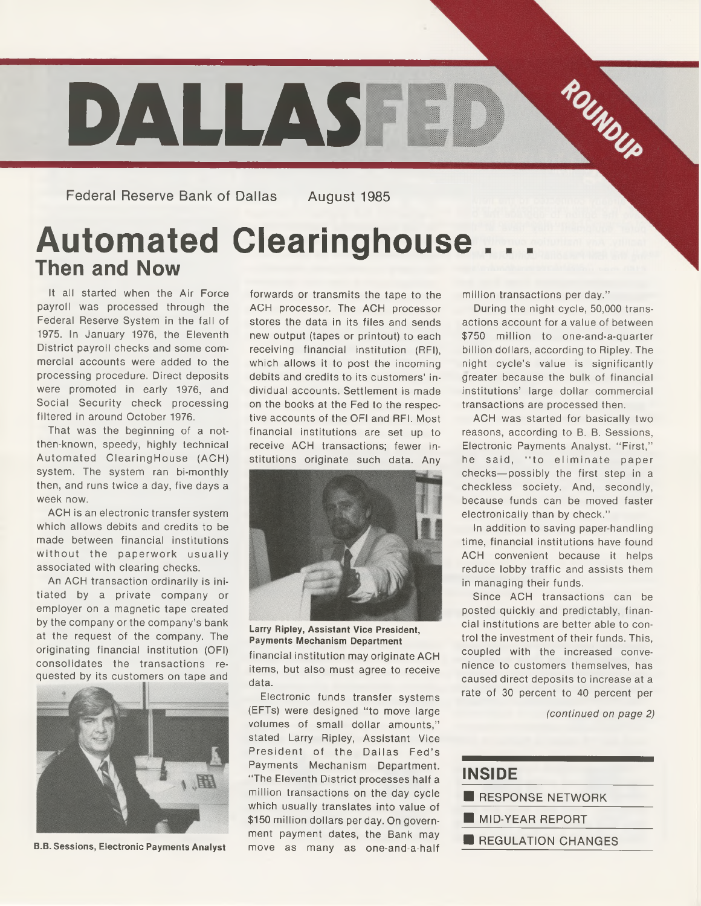# DALLASFED ROUNDUP

Federal Reserve Bank of Dallas August 1985

# Automated Clearinghouse . . .
## Then and Now

It all started when the Air Force payroll was processed through the Federal Reserve System in the fall of 1975. In January 1976, the Eleventh District payroll checks and some commercial accounts were added to the processing procedure. Direct deposits were promoted in early 1976, and Social Security check processing filtered in around October 1976.

That was the beginning of a not-then-known, speedy, highly technical Automated ClearingHouse (ACH) system. The system ran bi-monthly then, and runs twice a day, five days a week now.

ACH is an electronic transfer system which allows debits and credits to be made between financial institutions without the paperwork usually associated with clearing checks.

An ACH transaction ordinarily is initiated by a private company or employer on a magnetic tape created by the company or the company's bank at the request of the company. The originating financial institution (OFI) consolidates the transactions requested by its customers on tape and forwards or transmits the tape to the ACH processor. The ACH processor stores the data in its files and sends new output (tapes or printout) to each receiving financial institution (RFI), which allows it to post the incoming debits and credits to its customers' individual accounts. Settlement is made on the books at the Fed to the respective accounts of the OFI and RFI. Most financial institutions are set up to receive ACH transactions; fewer institutions originate such data. Any financial institution may originate ACH items, but also must agree to receive data.

B.B. Sessions, Electronic Payments Analyst

Larry Ripley, Assistant Vice President, Payments Mechanism Department

Electronic funds transfer systems (EFTs) were designed "to move large volumes of small dollar amounts," stated Larry Ripley, Assistant Vice President of the Dallas Fed's Payments Mechanism Department. "The Eleventh District processes half a million transactions on the day cycle which usually translates into value of $150 million dollars per day. On government payment dates, the Bank may move as many as one-and-a-half million transactions per day."

During the night cycle, 50,000 transactions account for a value of between $750 million to one-and-a-quarter billion dollars, according to Ripley. The night cycle's value is significantly greater because the bulk of financial institutions' large dollar commercial transactions are processed then.

ACH was started for basically two reasons, according to B. B. Sessions, Electronic Payments Analyst. "First," he said, "to eliminate paper checks—possibly the first step in a checkless society. And, secondly, because funds can be moved faster electronically than by check."

In addition to saving paper-handling time, financial institutions have found ACH convenient because it helps reduce lobby traffic and assists them in managing their funds.

Since ACH transactions can be posted quickly and predictably, financial institutions are better able to control the investment of their funds. This, coupled with the increased convenience to customers themselves, has caused direct deposits to increase at a rate of 30 percent to 40 percent per

*(continued on page 2)*

## INSIDE

- RESPONSE NETWORK
- MID-YEAR REPORT
- REGULATION CHANGES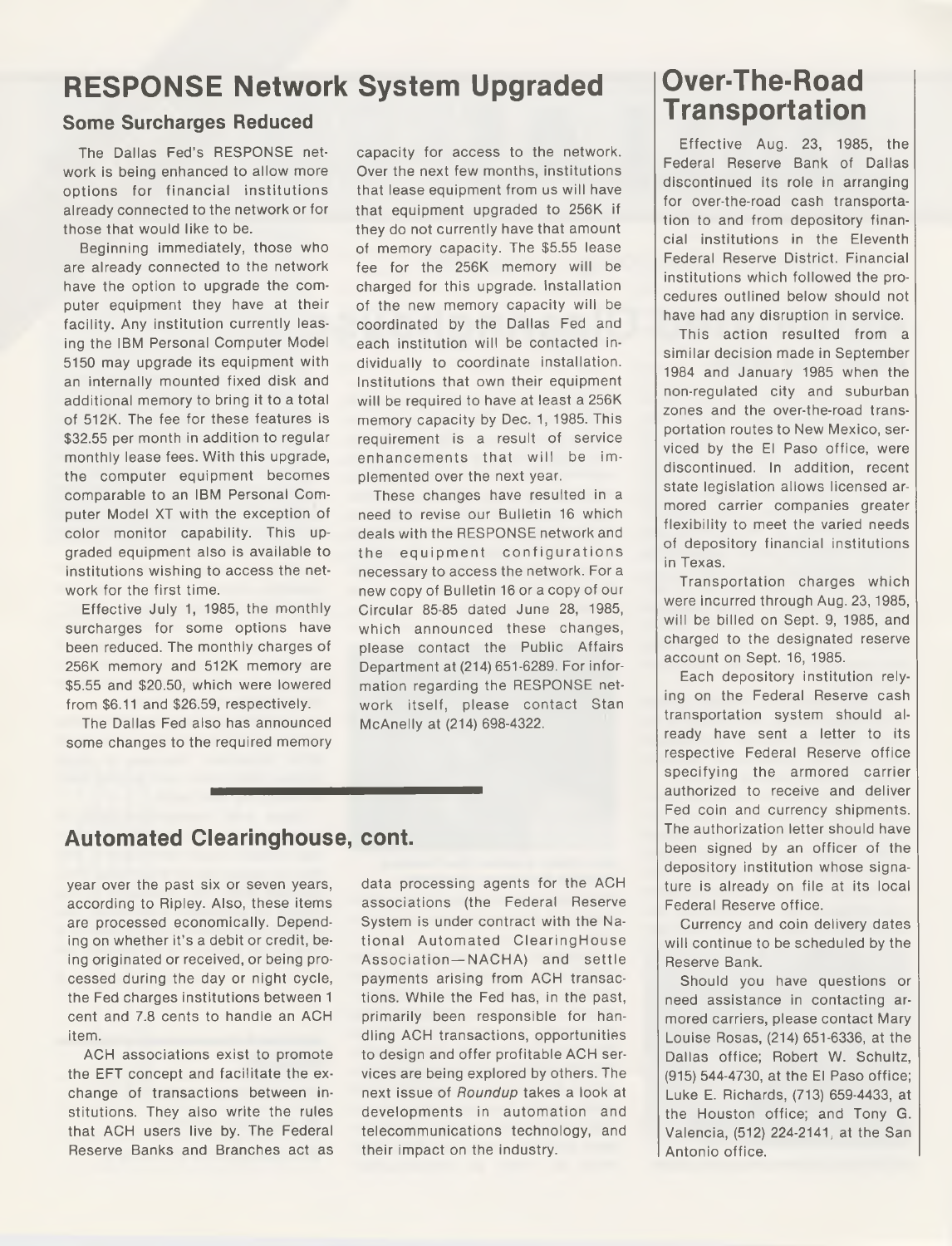# RESPONSE Network System Upgraded

## Some Surcharges Reduced

The Dallas Fed's RESPONSE network is being enhanced to allow more options for financial institutions already connected to the network or for those that would like to be.

Beginning immediately, those who are already connected to the network have the option to upgrade the computer equipment they have at their facility. Any institution currently leasing the IBM Personal Computer Model 5150 may upgrade its equipment with an internally mounted fixed disk and additional memory to bring it to a total of 512K. The fee for these features is $32.55 per month in addition to regular monthly lease fees. With this upgrade, the computer equipment becomes comparable to an IBM Personal Computer Model XT with the exception of color monitor capability. This upgraded equipment also is available to institutions wishing to access the network for the first time.

Effective July 1, 1985, the monthly surcharges for some options have been reduced. The monthly charges of 256K memory and 512K memory are $5.55 and $20.50, which were lowered from $6.11 and $26.59, respectively.

The Dallas Fed also has announced some changes to the required memory capacity for access to the network. Over the next few months, institutions that lease equipment from us will have that equipment upgraded to 256K if they do not currently have that amount of memory capacity. The $5.55 lease fee for the 256K memory will be charged for this upgrade. Installation of the new memory capacity will be coordinated by the Dallas Fed and each institution will be contacted individually to coordinate installation. Institutions that own their equipment will be required to have at least a 256K memory capacity by Dec. 1, 1985. This requirement is a result of service enhancements that will be implemented over the next year.

These changes have resulted in a need to revise our Bulletin 16 which deals with the RESPONSE network and the equipment configurations necessary to access the network. For a new copy of Bulletin 16 or a copy of our Circular 85-85 dated June 28, 1985, which announced these changes, please contact the Public Affairs Department at (214) 651-6289. For information regarding the RESPONSE network itself, please contact Stan McAnelly at (214) 698-4322.

# Automated Clearinghouse, cont.

year over the past six or seven years, according to Ripley. Also, these items are processed economically. Depending on whether it's a debit or credit, being originated or received, or being processed during the day or night cycle, the Fed charges institutions between 1 cent and 7.8 cents to handle an ACH item.

ACH associations exist to promote the EFT concept and facilitate the exchange of transactions between institutions. They also write the rules that ACH users live by. The Federal Reserve Banks and Branches act as data processing agents for the ACH associations (the Federal Reserve System is under contract with the National Automated ClearingHouse Association—NACHA) and settle payments arising from ACH transactions. While the Fed has, in the past, primarily been responsible for handling ACH transactions, opportunities to design and offer profitable ACH services are being explored by others. The next issue of *Roundup* takes a look at developments in automation and telecommunications technology, and their impact on the industry.

# Over-The-Road Transportation

Effective Aug. 23, 1985, the Federal Reserve Bank of Dallas discontinued its role in arranging for over-the-road cash transportation to and from depository financial institutions in the Eleventh Federal Reserve District. Financial institutions which followed the procedures outlined below should not have had any disruption in service.

This action resulted from a similar decision made in September 1984 and January 1985 when the non-regulated city and suburban zones and the over-the-road transportation routes to New Mexico, serviced by the El Paso office, were discontinued. In addition, recent state legislation allows licensed armored carrier companies greater flexibility to meet the varied needs of depository financial institutions in Texas.

Transportation charges which were incurred through Aug. 23, 1985, will be billed on Sept. 9, 1985, and charged to the designated reserve account on Sept. 16, 1985.

Each depository institution relying on the Federal Reserve cash transportation system should already have sent a letter to its respective Federal Reserve office specifying the armored carrier authorized to receive and deliver Fed coin and currency shipments. The authorization letter should have been signed by an officer of the depository institution whose signature is already on file at its local Federal Reserve office.

Currency and coin delivery dates will continue to be scheduled by the Reserve Bank.

Should you have questions or need assistance in contacting armored carriers, please contact Mary Louise Rosas, (214) 651-6336, at the Dallas office; Robert W. Schultz, (915) 544-4730, at the El Paso office; Luke E. Richards, (713) 659-4433, at the Houston office; and Tony G. Valencia, (512) 224-2141, at the San Antonio office.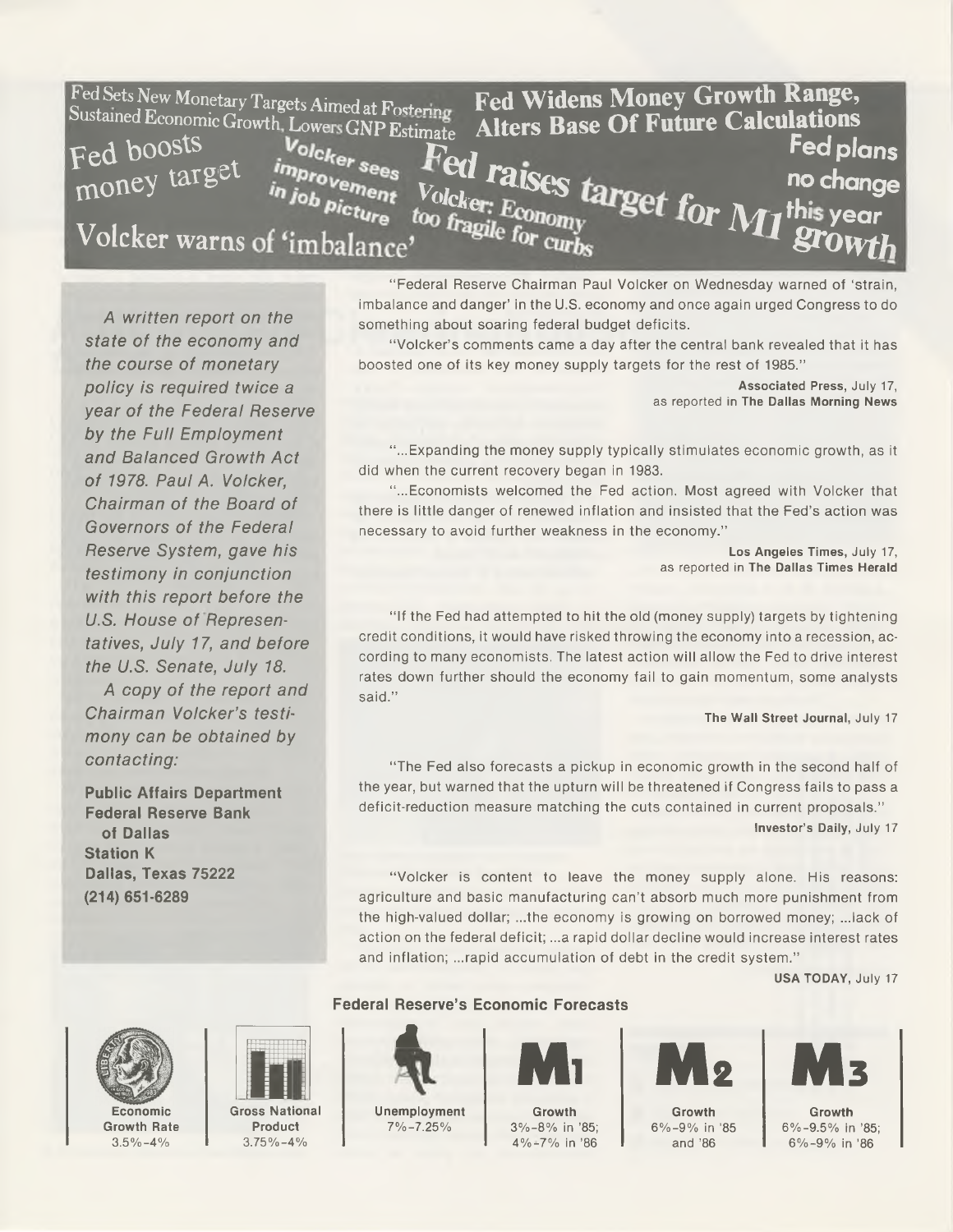Fed Sets New Monetary Targets Aimed at Fostering Sustained Economic Growth, Lowers GNP Estimate

**Fed Widens Money Growth Range, Alters Base Of Future Calculations**

Fed boosts money target

Volcker sees improvement in job picture

Fed raises target for M1 growth

Volcker: Economy too fragile for curbs

Fed plans no change this year

Volcker warns of 'imbalance'

*A written report on the state of the economy and the course of monetary policy is required twice a year of the Federal Reserve by the Full Employment and Balanced Growth Act of 1978. Paul A. Volcker, Chairman of the Board of Governors of the Federal Reserve System, gave his testimony in conjunction with this report before the U.S. House of Representatives, July 17, and before the U.S. Senate, July 18.*

*A copy of the report and Chairman Volcker's testimony can be obtained by contacting:*

**Public Affairs Department**
**Federal Reserve Bank of Dallas**
**Station K**
**Dallas, Texas 75222**
**(214) 651-6289**

"Federal Reserve Chairman Paul Volcker on Wednesday warned of 'strain, imbalance and danger' in the U.S. economy and once again urged Congress to do something about soaring federal budget deficits.

"Volcker's comments came a day after the central bank revealed that it has boosted one of its key money supply targets for the rest of 1985."

**Associated Press**, July 17, as reported in **The Dallas Morning News**

"...Expanding the money supply typically stimulates economic growth, as it did when the current recovery began in 1983.

"...Economists welcomed the Fed action. Most agreed with Volcker that there is little danger of renewed inflation and insisted that the Fed's action was necessary to avoid further weakness in the economy."

**Los Angeles Times**, July 17, as reported in **The Dallas Times Herald**

"If the Fed had attempted to hit the old (money supply) targets by tightening credit conditions, it would have risked throwing the economy into a recession, according to many economists. The latest action will allow the Fed to drive interest rates down further should the economy fail to gain momentum, some analysts said."

**The Wall Street Journal**, July 17

"The Fed also forecasts a pickup in economic growth in the second half of the year, but warned that the upturn will be threatened if Congress fails to pass a deficit-reduction measure matching the cuts contained in current proposals."

**Investor's Daily**, July 17

"Volcker is content to leave the money supply alone. His reasons: agriculture and basic manufacturing can't absorb much more punishment from the high-valued dollar; ...the economy is growing on borrowed money; ...lack of action on the federal deficit; ...a rapid dollar decline would increase interest rates and inflation; ...rapid accumulation of debt in the credit system."

**USA TODAY**, July 17

**Federal Reserve's Economic Forecasts**

| Economic Growth Rate | Gross National Product | Unemployment | M1 Growth | M2 Growth | M3 Growth |
|---|---|---|---|---|---|
| 3.5%-4% | 3.75%-4% | 7%-7.25% | 3%-8% in '85; 4%-7% in '86 | 6%-9% in '85 and '86 | 6%-9.5% in '85; 6%-9% in '86 |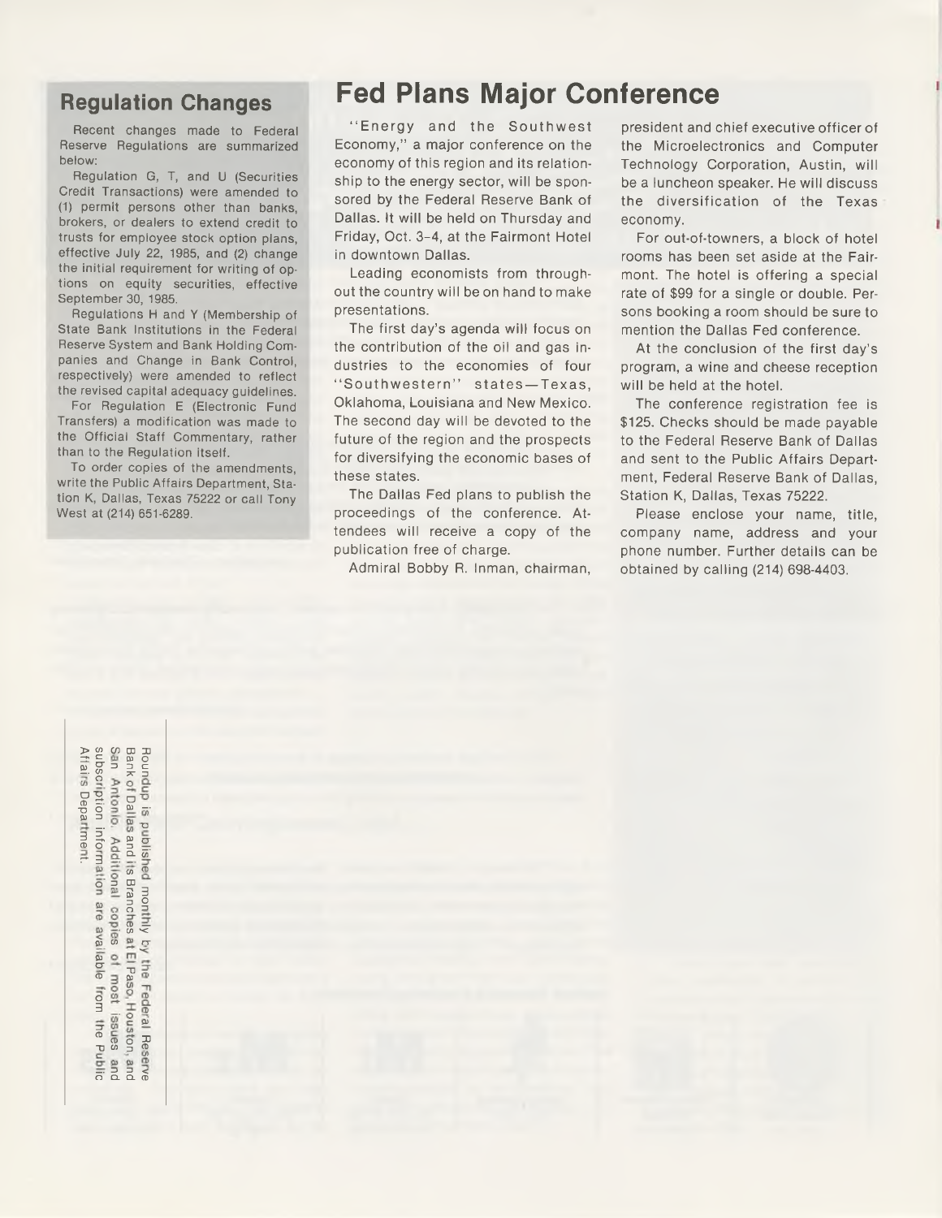## Regulation Changes

Recent changes made to Federal Reserve Regulations are summarized below:

Regulation G, T, and U (Securities Credit Transactions) were amended to (1) permit persons other than banks, brokers, or dealers to extend credit to trusts for employee stock option plans, effective July 22, 1985, and (2) change the initial requirement for writing of options on equity securities, effective September 30, 1985.

Regulations H and Y (Membership of State Bank Institutions in the Federal Reserve System and Bank Holding Companies and Change in Bank Control, respectively) were amended to reflect the revised capital adequacy guidelines.

For Regulation E (Electronic Fund Transfers) a modification was made to the Official Staff Commentary, rather than to the Regulation itself.

To order copies of the amendments, write the Public Affairs Department, Station K, Dallas, Texas 75222 or call Tony West at (214) 651-6289.

# Fed Plans Major Conference

"Energy and the Southwest Economy," a major conference on the economy of this region and its relationship to the energy sector, will be sponsored by the Federal Reserve Bank of Dallas. It will be held on Thursday and Friday, Oct. 3-4, at the Fairmont Hotel in downtown Dallas.

Leading economists from throughout the country will be on hand to make presentations.

The first day's agenda will focus on the contribution of the oil and gas industries to the economies of four "Southwestern" states—Texas, Oklahoma, Louisiana and New Mexico. The second day will be devoted to the future of the region and the prospects for diversifying the economic bases of these states.

The Dallas Fed plans to publish the proceedings of the conference. Attendees will receive a copy of the publication free of charge.

Admiral Bobby R. Inman, chairman, president and chief executive officer of the Microelectronics and Computer Technology Corporation, Austin, will be a luncheon speaker. He will discuss the diversification of the Texas economy.

For out-of-towners, a block of hotel rooms has been set aside at the Fairmont. The hotel is offering a special rate of $99 for a single or double. Persons booking a room should be sure to mention the Dallas Fed conference.

At the conclusion of the first day's program, a wine and cheese reception will be held at the hotel.

The conference registration fee is $125. Checks should be made payable to the Federal Reserve Bank of Dallas and sent to the Public Affairs Department, Federal Reserve Bank of Dallas, Station K, Dallas, Texas 75222.

Please enclose your name, title, company name, address and your phone number. Further details can be obtained by calling (214) 698-4403.

Roundup is published monthly by the Federal Reserve Bank of Dallas and its Branches at El Paso, Houston, and San Antonio. Additional copies of most issues and subscription information are available from the Public Affairs Department.